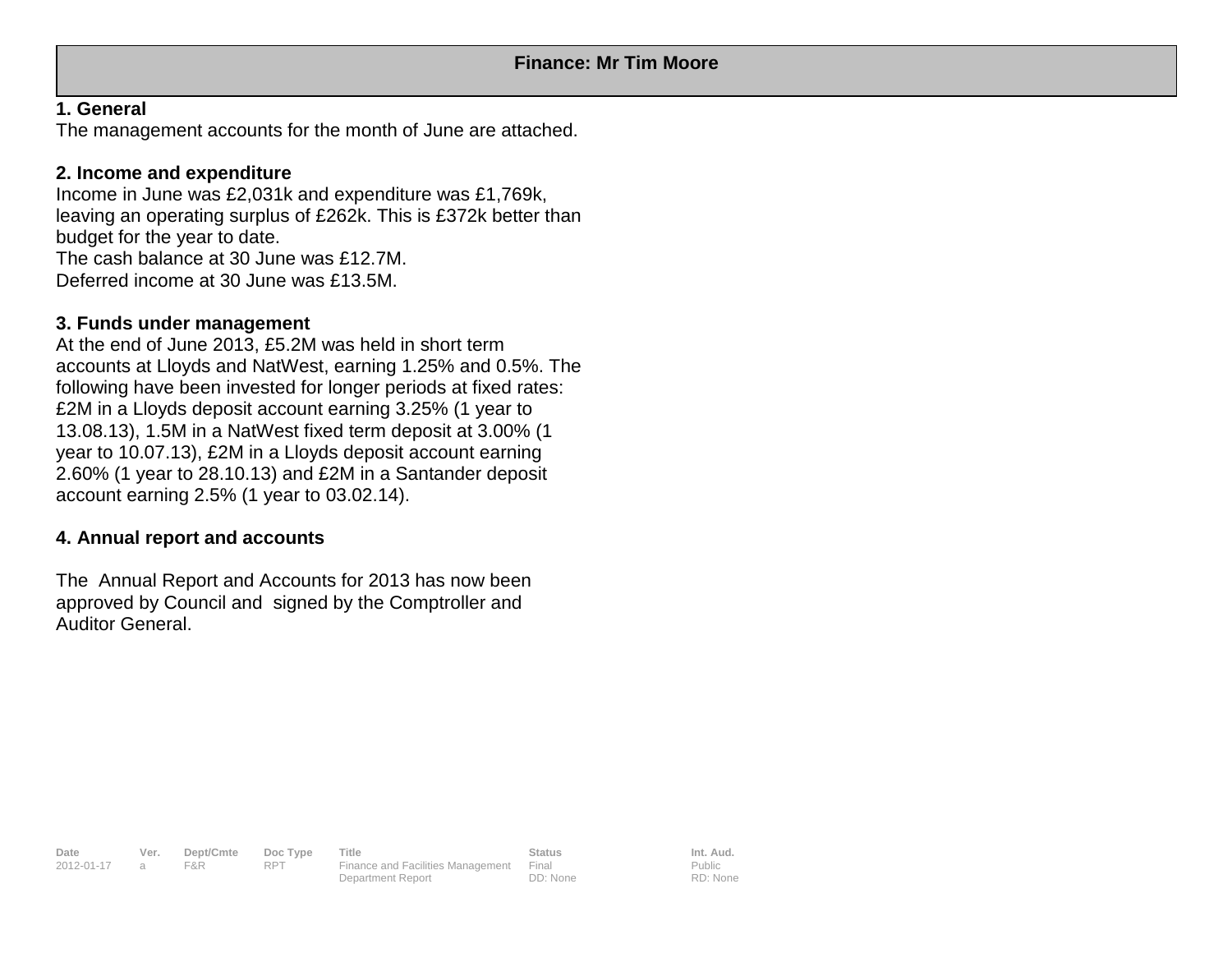# Finance: Mr Tim Moore

## 1. General

The management accounts for the month of June are attached.

## 2. Income and expenditure

Income in June was £2,031k and expenditure was £1,769k, leaving an operating surplus of £262k. This is £372k better than budget for the year to date.
The cash balance at 30 June was £12.7M.
Deferred income at 30 June was £13.5M.

## 3. Funds under management

At the end of June 2013, £5.2M was held in short term accounts at Lloyds and NatWest, earning 1.25% and 0.5%. The following have been invested for longer periods at fixed rates: £2M in a Lloyds deposit account earning 3.25% (1 year to 13.08.13), 1.5M in a NatWest fixed term deposit at 3.00% (1 year to 10.07.13), £2M in a Lloyds deposit account earning 2.60% (1 year to 28.10.13) and £2M in a Santander deposit account earning 2.5% (1 year to 03.02.14).

## 4. Annual report and accounts

The Annual Report and Accounts for 2013 has now been approved by Council and signed by the Comptroller and Auditor General.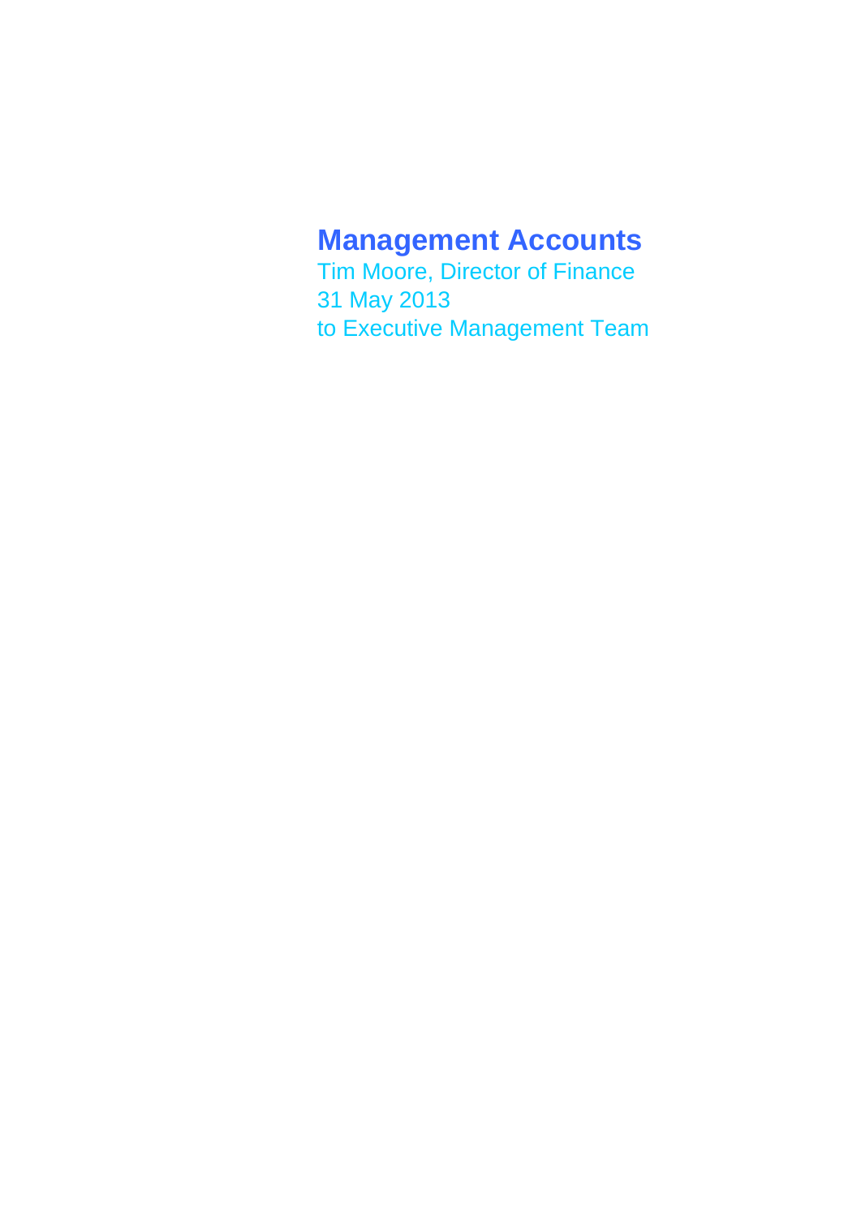# Management Accounts

Tim Moore, Director of Finance
31 May 2013
to Executive Management Team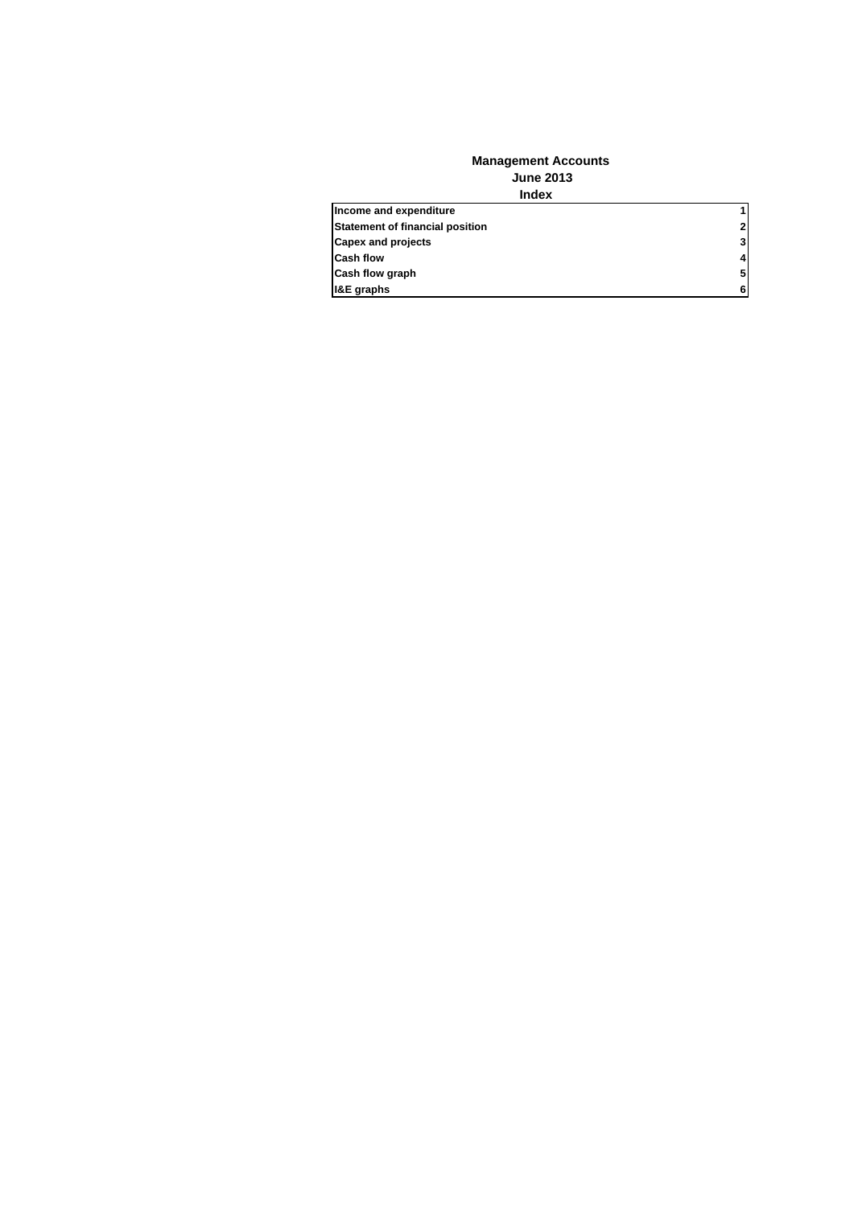**Management Accounts**
**June 2013**
**Index**

| Section | Page |
|---|---|
| **Income and expenditure** | **1** |
| **Statement of financial position** | **2** |
| **Capex and projects** | **3** |
| **Cash flow** | **4** |
| **Cash flow graph** | **5** |
| **I&E graphs** | **6** |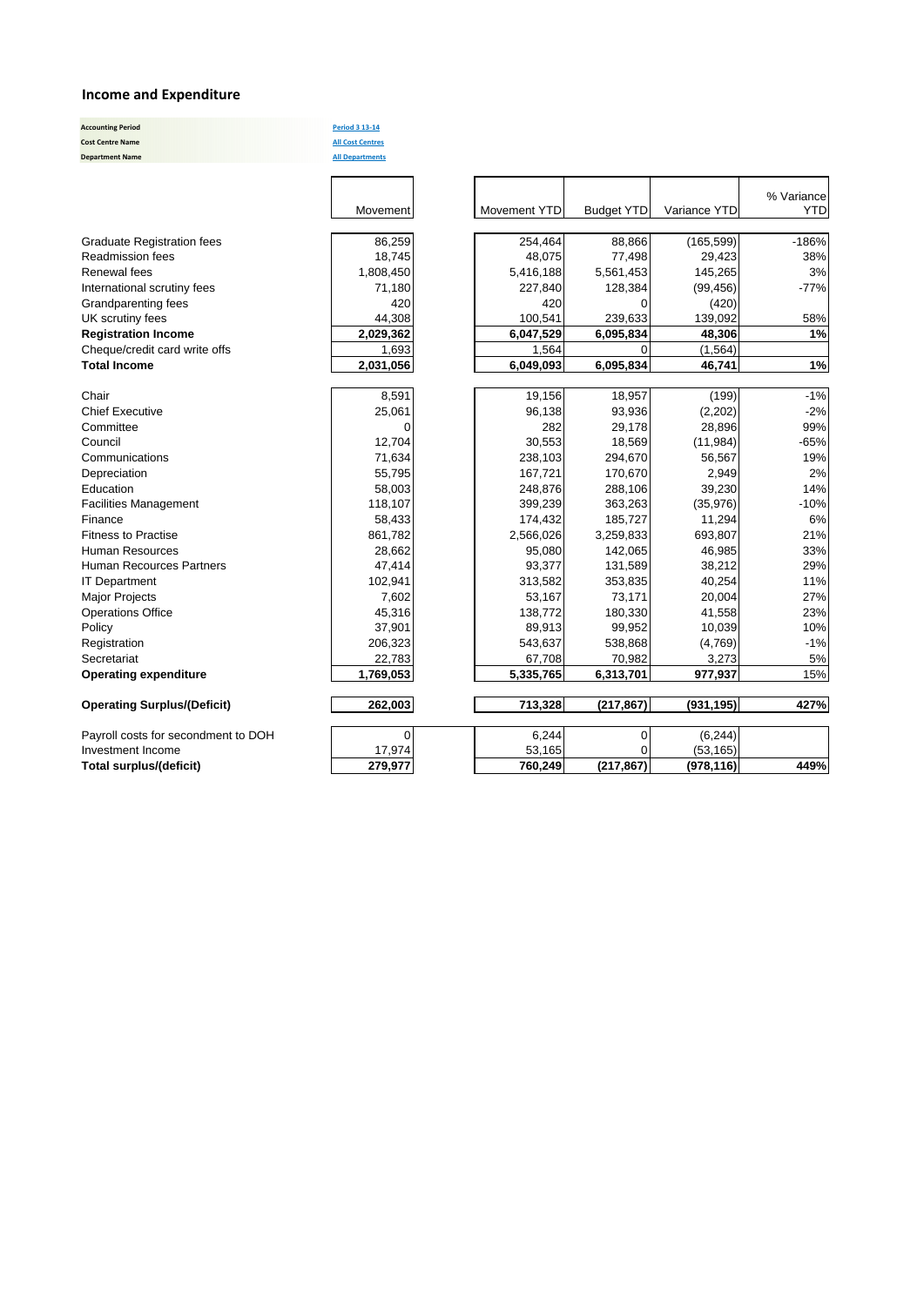## Income and Expenditure

| | |
|---|---|
| **Accounting Period** | Period 3 13-14 |
| **Cost Centre Name** | All Cost Centres |
| **Department Name** | All Departments |

| | Movement | Movement YTD | Budget YTD | Variance YTD | % Variance YTD |
|---|---|---|---|---|---|
| Graduate Registration fees | 86,259 | 254,464 | 88,866 | (165,599) | -186% |
| Readmission fees | 18,745 | 48,075 | 77,498 | 29,423 | 38% |
| Renewal fees | 1,808,450 | 5,416,188 | 5,561,453 | 145,265 | 3% |
| International scrutiny fees | 71,180 | 227,840 | 128,384 | (99,456) | -77% |
| Grandparenting fees | 420 | 420 | 0 | (420) | |
| UK scrutiny fees | 44,308 | 100,541 | 239,633 | 139,092 | 58% |
| **Registration Income** | **2,029,362** | **6,047,529** | **6,095,834** | **48,306** | **1%** |
| Cheque/credit card write offs | 1,693 | 1,564 | 0 | (1,564) | |
| **Total Income** | **2,031,056** | **6,049,093** | **6,095,834** | **46,741** | **1%** |
| | | | | | |
| Chair | 8,591 | 19,156 | 18,957 | (199) | -1% |
| Chief Executive | 25,061 | 96,138 | 93,936 | (2,202) | -2% |
| Committee | 0 | 282 | 29,178 | 28,896 | 99% |
| Council | 12,704 | 30,553 | 18,569 | (11,984) | -65% |
| Communications | 71,634 | 238,103 | 294,670 | 56,567 | 19% |
| Depreciation | 55,795 | 167,721 | 170,670 | 2,949 | 2% |
| Education | 58,003 | 248,876 | 288,106 | 39,230 | 14% |
| Facilities Management | 118,107 | 399,239 | 363,263 | (35,976) | -10% |
| Finance | 58,433 | 174,432 | 185,727 | 11,294 | 6% |
| Fitness to Practise | 861,782 | 2,566,026 | 3,259,833 | 693,807 | 21% |
| Human Resources | 28,662 | 95,080 | 142,065 | 46,985 | 33% |
| Human Recources Partners | 47,414 | 93,377 | 131,589 | 38,212 | 29% |
| IT Department | 102,941 | 313,582 | 353,835 | 40,254 | 11% |
| Major Projects | 7,602 | 53,167 | 73,171 | 20,004 | 27% |
| Operations Office | 45,316 | 138,772 | 180,330 | 41,558 | 23% |
| Policy | 37,901 | 89,913 | 99,952 | 10,039 | 10% |
| Registration | 206,323 | 543,637 | 538,868 | (4,769) | -1% |
| Secretariat | 22,783 | 67,708 | 70,982 | 3,273 | 5% |
| **Operating expenditure** | **1,769,053** | **5,335,765** | **6,313,701** | **977,937** | **15%** |
| | | | | | |
| **Operating Surplus/(Deficit)** | **262,003** | **713,328** | **(217,867)** | **(931,195)** | **427%** |
| | | | | | |
| Payroll costs for secondment to DOH | 0 | 6,244 | 0 | (6,244) | |
| Investment Income | 17,974 | 53,165 | 0 | (53,165) | |
| **Total surplus/(deficit)** | **279,977** | **760,249** | **(217,867)** | **(978,116)** | **449%** |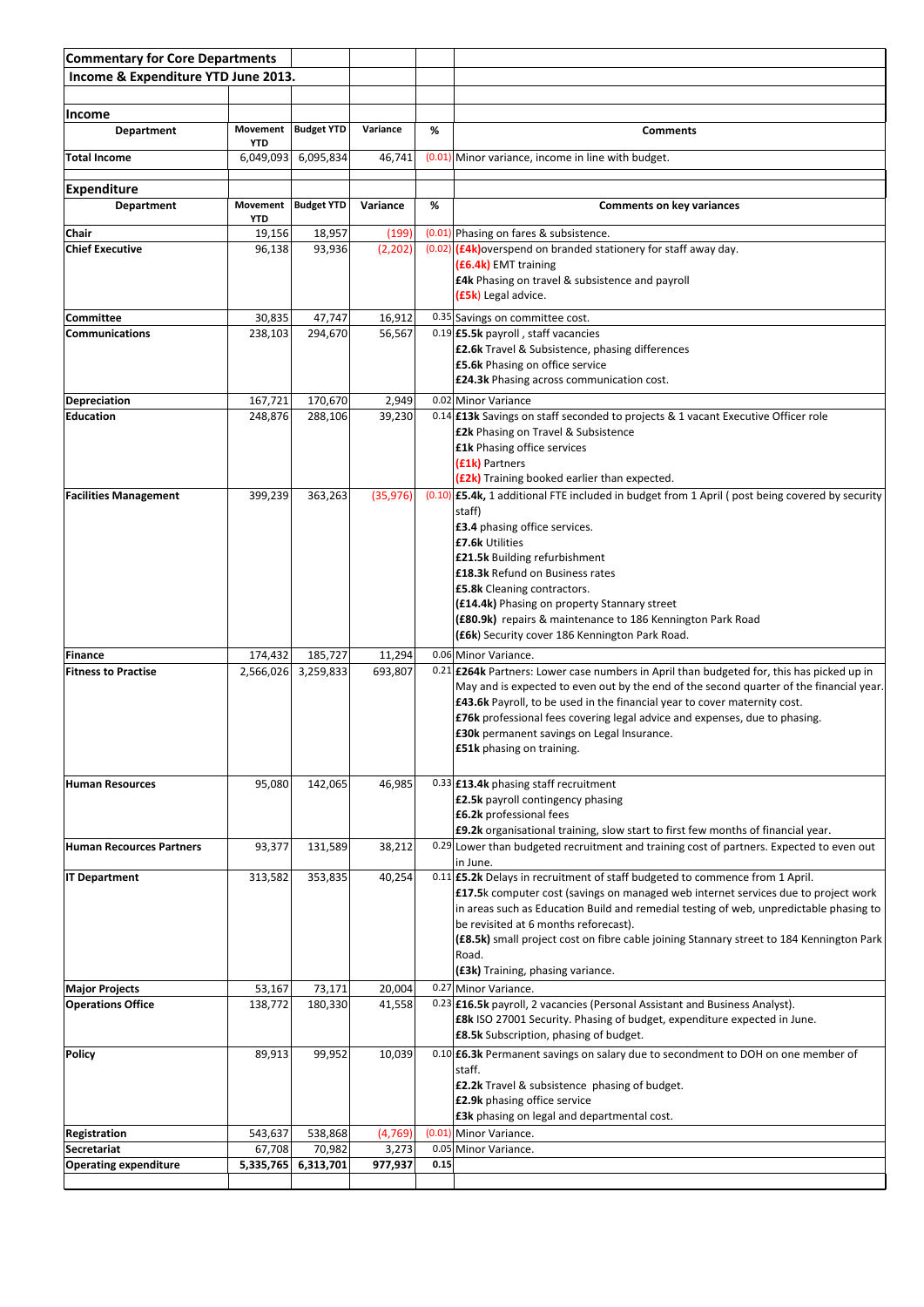**Commentary for Core Departments**

**Income & Expenditure YTD June 2013.**

**Income**

| Department | Movement YTD | Budget YTD | Variance | % | Comments |
|---|---|---|---|---|---|
| **Total Income** | 6,049,093 | 6,095,834 | 46,741 | (0.01) | Minor variance, income in line with budget. |

**Expenditure**

| Department | Movement YTD | Budget YTD | Variance | % | Comments on key variances |
|---|---|---|---|---|---|
| **Chair** | 19,156 | 18,957 | (199) | (0.01) | Phasing on fares & subsistence. |
| **Chief Executive** | 96,138 | 93,936 | (2,202) | (0.02) | **(£4k)**overspend on branded stationery for staff away day.<br>**(£6.4k)** EMT training<br>**£4k** Phasing on travel & subsistence and payroll<br>**(£5k)** Legal advice. |
| **Committee** | 30,835 | 47,747 | 16,912 | 0.35 | Savings on committee cost. |
| **Communications** | 238,103 | 294,670 | 56,567 | 0.19 | **£5.5k** payroll , staff vacancies<br>**£2.6k** Travel & Subsistence, phasing differences<br>**£5.6k** Phasing on office service<br>**£24.3k** Phasing across communication cost. |
| **Depreciation** | 167,721 | 170,670 | 2,949 | 0.02 | Minor Variance |
| **Education** | 248,876 | 288,106 | 39,230 | 0.14 | **£13k** Savings on staff seconded to projects & 1 vacant Executive Officer role<br>**£2k** Phasing on Travel & Subsistence<br>**£1k** Phasing office services<br>**(£1k)** Partners<br>**(£2k)** Training booked earlier than expected. |
| **Facilities Management** | 399,239 | 363,263 | (35,976) | (0.10) | **£5.4k**, 1 additional FTE included in budget from 1 April ( post being covered by security staff)<br>**£3.4** phasing office services.<br>**£7.6k** Utilities<br>**£21.5k** Building refurbishment<br>**£18.3k** Refund on Business rates<br>**£5.8k** Cleaning contractors.<br>**(£14.4k)** Phasing on property Stannary street<br>**(£80.9k)** repairs & maintenance to 186 Kennington Park Road<br>**(£6k**) Security cover 186 Kennington Park Road. |
| **Finance** | 174,432 | 185,727 | 11,294 | 0.06 | Minor Variance. |
| **Fitness to Practise** | 2,566,026 | 3,259,833 | 693,807 | 0.21 | **£264k** Partners: Lower case numbers in April than budgeted for, this has picked up in May and is expected to even out by the end of the second quarter of the financial year.<br>**£43.6k** Payroll, to be used in the financial year to cover maternity cost.<br>**£76k** professional fees covering legal advice and expenses, due to phasing.<br>**£30k** permanent savings on Legal Insurance.<br>**£51k** phasing on training. |
| **Human Resources** | 95,080 | 142,065 | 46,985 | 0.33 | **£13.4k** phasing staff recruitment<br>**£2.5k** payroll contingency phasing<br>**£6.2k** professional fees<br>**£9.2k** organisational training, slow start to first few months of financial year. |
| **Human Recources Partners** | 93,377 | 131,589 | 38,212 | 0.29 | Lower than budgeted recruitment and training cost of partners. Expected to even out in June. |
| **IT Department** | 313,582 | 353,835 | 40,254 | 0.11 | **£5.2k** Delays in recruitment of staff budgeted to commence from 1 April.<br>**£17.5**k computer cost (savings on managed web internet services due to project work in areas such as Education Build and remedial testing of web, unpredictable phasing to be revisited at 6 months reforecast).<br>**(£8.5k)** small project cost on fibre cable joining Stannary street to 184 Kennington Park Road.<br>**(£3k)** Training, phasing variance. |
| **Major Projects** | 53,167 | 73,171 | 20,004 | 0.27 | Minor Variance. |
| **Operations Office** | 138,772 | 180,330 | 41,558 | 0.23 | **£16.5k** payroll, 2 vacancies (Personal Assistant and Business Analyst).<br>**£8k** ISO 27001 Security. Phasing of budget, expenditure expected in June.<br>**£8.5k** Subscription, phasing of budget. |
| **Policy** | 89,913 | 99,952 | 10,039 | 0.10 | **£6.3k** Permanent savings on salary due to secondment to DOH on one member of staff.<br>**£2.2k** Travel & subsistence phasing of budget.<br>**£2.9k** phasing office service<br>**£3k** phasing on legal and departmental cost. |
| **Registration** | 543,637 | 538,868 | (4,769) | (0.01) | Minor Variance. |
| **Secretariat** | 67,708 | 70,982 | 3,273 | 0.05 | Minor Variance. |
| **Operating expenditure** | **5,335,765** | **6,313,701** | **977,937** | **0.15** | |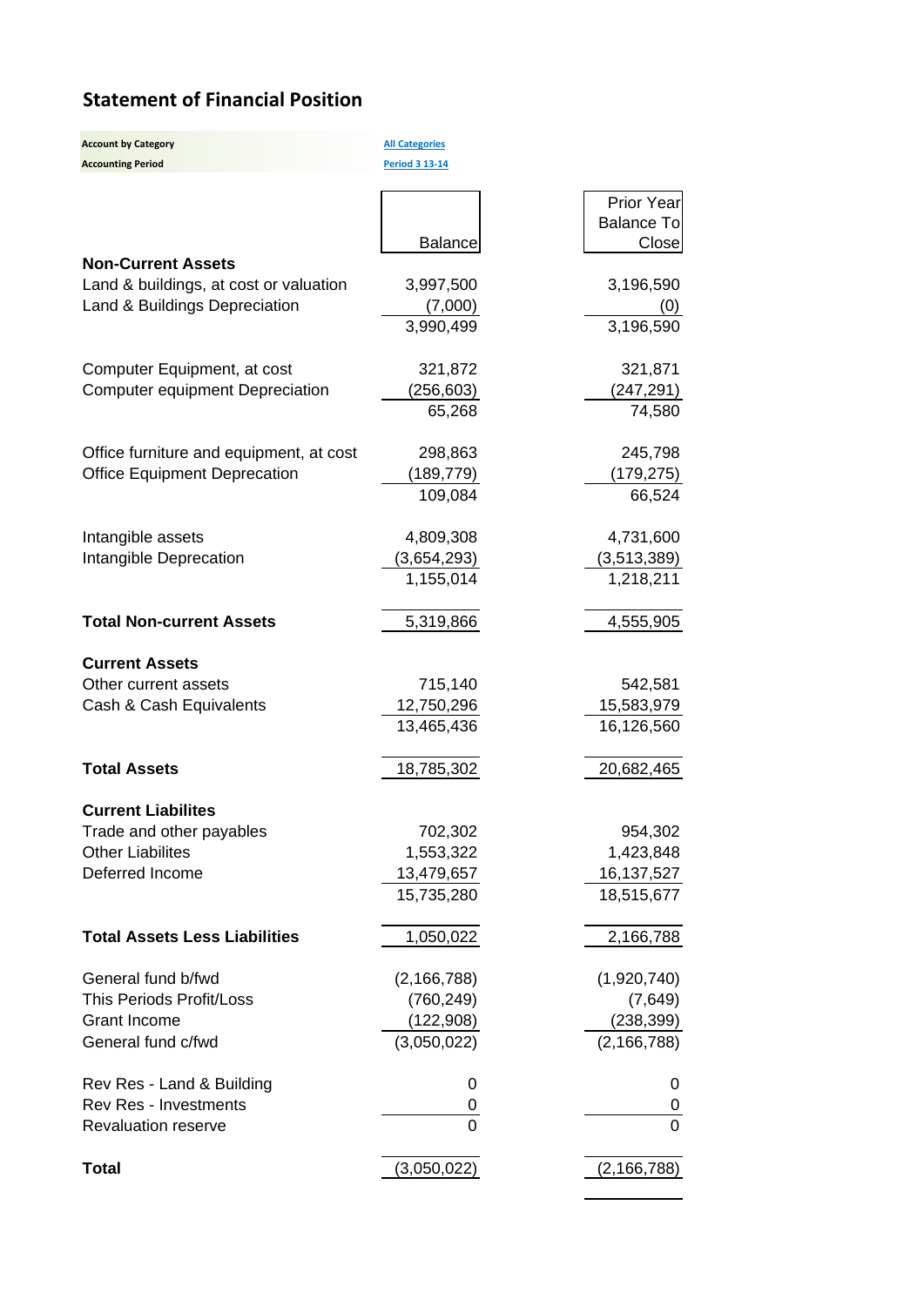# Statement of Financial Position

| | |
|---|---|
| **Account by Category** | All Categories |
| **Accounting Period** | Period 3 13-14 |

| | Balance | Prior Year Balance To Close |
|---|---|---|
| **Non-Current Assets** | | |
| Land & buildings, at cost or valuation | 3,997,500 | 3,196,590 |
| Land & Buildings Depreciation | (7,000) | (0) |
| | 3,990,499 | 3,196,590 |
| | | |
| Computer Equipment, at cost | 321,872 | 321,871 |
| Computer equipment Depreciation | (256,603) | (247,291) |
| | 65,268 | 74,580 |
| | | |
| Office furniture and equipment, at cost | 298,863 | 245,798 |
| Office Equipment Deprecation | (189,779) | (179,275) |
| | 109,084 | 66,524 |
| | | |
| Intangible assets | 4,809,308 | 4,731,600 |
| Intangible Deprecation | (3,654,293) | (3,513,389) |
| | 1,155,014 | 1,218,211 |
| | | |
| **Total Non-current Assets** | 5,319,866 | 4,555,905 |
| | | |
| **Current Assets** | | |
| Other current assets | 715,140 | 542,581 |
| Cash & Cash Equivalents | 12,750,296 | 15,583,979 |
| | 13,465,436 | 16,126,560 |
| | | |
| **Total Assets** | 18,785,302 | 20,682,465 |
| | | |
| **Current Liabilites** | | |
| Trade and other payables | 702,302 | 954,302 |
| Other Liabilites | 1,553,322 | 1,423,848 |
| Deferred Income | 13,479,657 | 16,137,527 |
| | 15,735,280 | 18,515,677 |
| | | |
| **Total Assets Less Liabilities** | 1,050,022 | 2,166,788 |
| | | |
| General fund b/fwd | (2,166,788) | (1,920,740) |
| This Periods Profit/Loss | (760,249) | (7,649) |
| Grant Income | (122,908) | (238,399) |
| General fund c/fwd | (3,050,022) | (2,166,788) |
| | | |
| Rev Res - Land & Building | 0 | 0 |
| Rev Res - Investments | 0 | 0 |
| Revaluation reserve | 0 | 0 |
| | | |
| **Total** | (3,050,022) | (2,166,788) |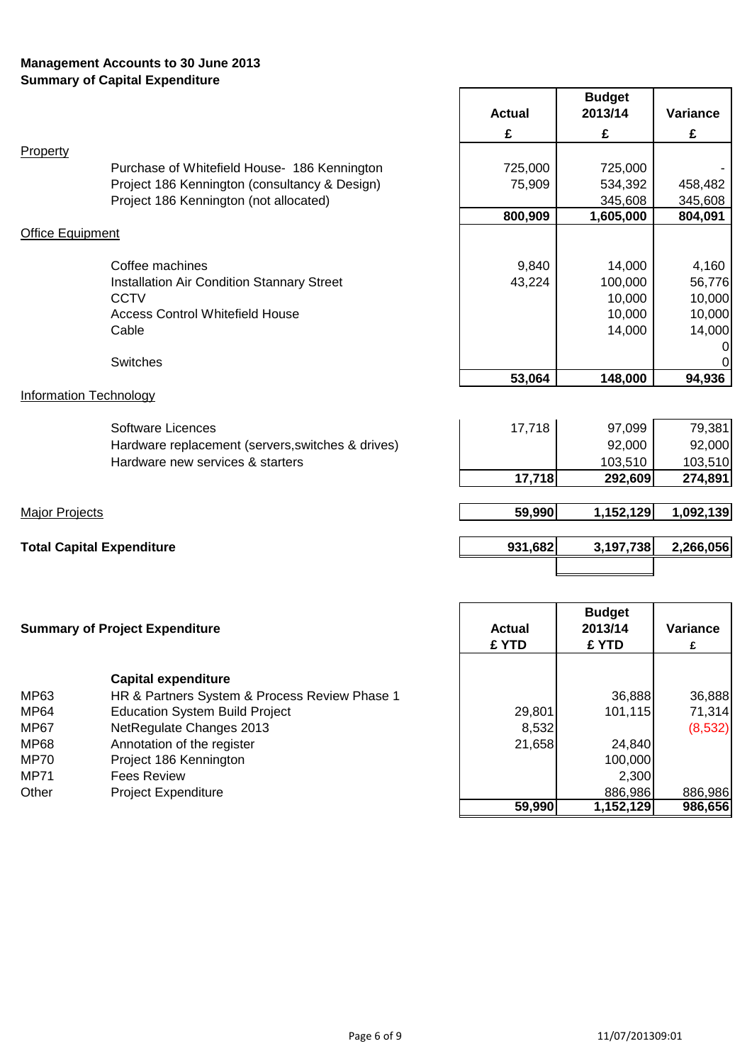**Management Accounts to 30 June 2013**
**Summary of Capital Expenditure**

| | Actual | Budget 2013/14 | Variance |
|---|---|---|---|
| | £ | £ | £ |
| Property | | | |
| Purchase of Whitefield House- 186 Kennington | 725,000 | 725,000 | - |
| Project 186 Kennington (consultancy & Design) | 75,909 | 534,392 | 458,482 |
| Project 186 Kennington (not allocated) | | 345,608 | 345,608 |
| | **800,909** | **1,605,000** | **804,091** |
| Office Equipment | | | |
| Coffee machines | 9,840 | 14,000 | 4,160 |
| Installation Air Condition Stannary Street | 43,224 | 100,000 | 56,776 |
| CCTV | | 10,000 | 10,000 |
| Access Control Whitefield House | | 10,000 | 10,000 |
| Cable | | 14,000 | 14,000 |
| | | | 0 |
| Switches | | | 0 |
| | **53,064** | **148,000** | **94,936** |
| Information Technology | | | |
| Software Licences | 17,718 | 97,099 | 79,381 |
| Hardware replacement (servers,switches & drives) | | 92,000 | 92,000 |
| Hardware new services & starters | | 103,510 | 103,510 |
| | **17,718** | **292,609** | **274,891** |
| Major Projects | **59,990** | **1,152,129** | **1,092,139** |
| **Total Capital Expenditure** | **931,682** | **3,197,738** | **2,266,056** |

| | **Summary of Project Expenditure** | Actual £ YTD | Budget 2013/14 £ YTD | Variance £ |
|---|---|---|---|---|
| | **Capital expenditure** | | | |
| MP63 | HR & Partners System & Process Review Phase 1 | | 36,888 | 36,888 |
| MP64 | Education System Build Project | 29,801 | 101,115 | 71,314 |
| MP67 | NetRegulate Changes 2013 | 8,532 | | (8,532) |
| MP68 | Annotation of the register | 21,658 | 24,840 | |
| MP70 | Project 186 Kennington | | 100,000 | |
| MP71 | Fees Review | | 2,300 | |
| Other | Project Expenditure | | 886,986 | 886,986 |
| | | **59,990** | **1,152,129** | **986,656** |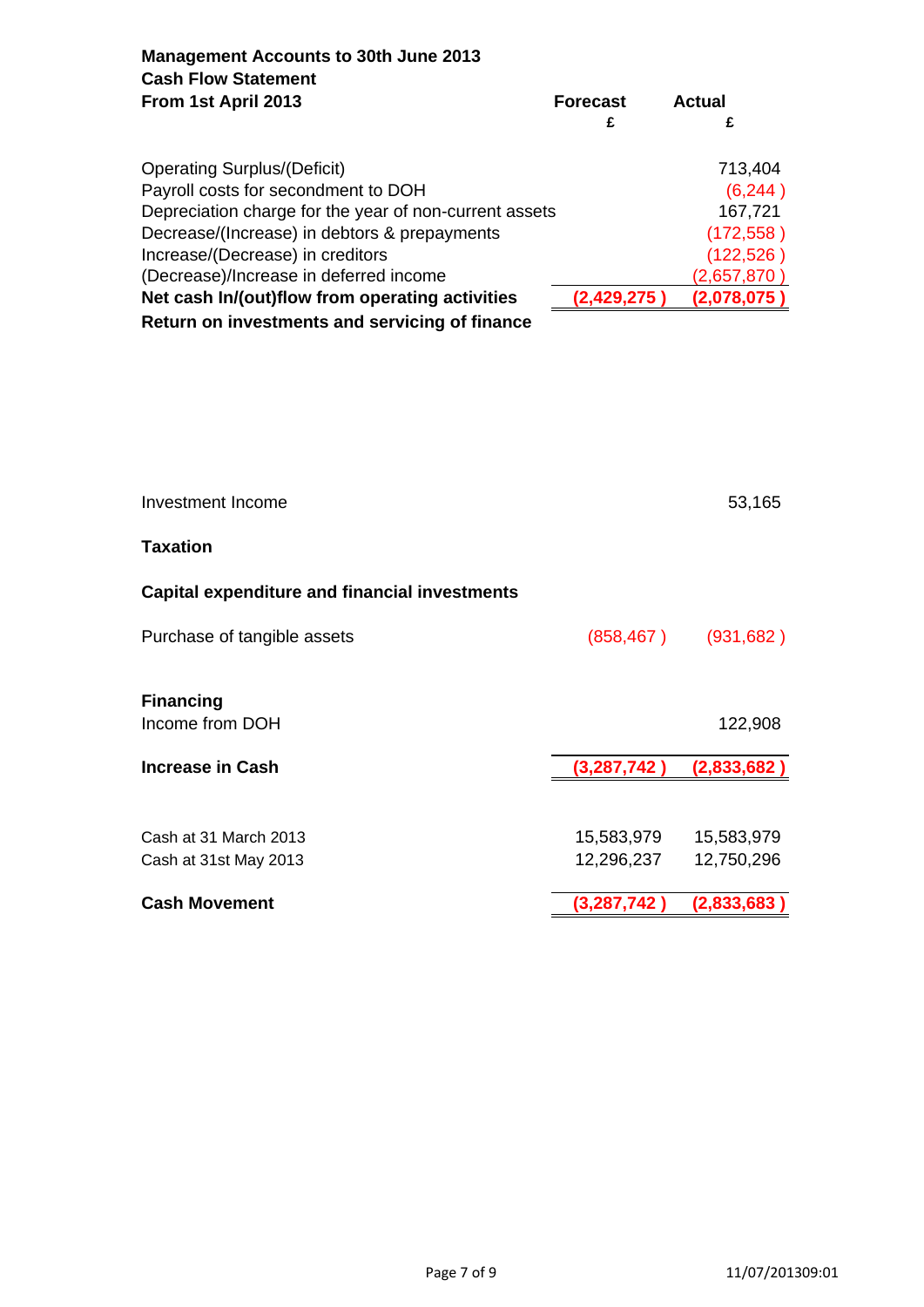**Management Accounts to 30th June 2013**
**Cash Flow Statement**

| From 1st April 2013 | Forecast £ | Actual £ |
|---|---|---|
| Operating Surplus/(Deficit) | | 713,404 |
| Payroll costs for secondment to DOH | | (6,244 ) |
| Depreciation charge for the year of non-current assets | | 167,721 |
| Decrease/(Increase) in debtors & prepayments | | (172,558 ) |
| Increase/(Decrease) in creditors | | (122,526 ) |
| (Decrease)/Increase in deferred income | | (2,657,870 ) |
| **Net cash In/(out)flow from operating activities** | **(2,429,275 )** | **(2,078,075 )** |
| **Return on investments and servicing of finance** | | |
| Investment Income | | 53,165 |
| **Taxation** | | |
| **Capital expenditure and financial investments** | | |
| Purchase of tangible assets | (858,467 ) | (931,682 ) |
| **Financing** | | |
| Income from DOH | | 122,908 |
| **Increase in Cash** | **(3,287,742 )** | **(2,833,682 )** |
| Cash at 31 March 2013 | 15,583,979 | 15,583,979 |
| Cash at 31st May 2013 | 12,296,237 | 12,750,296 |
| **Cash Movement** | **(3,287,742 )** | **(2,833,683 )** |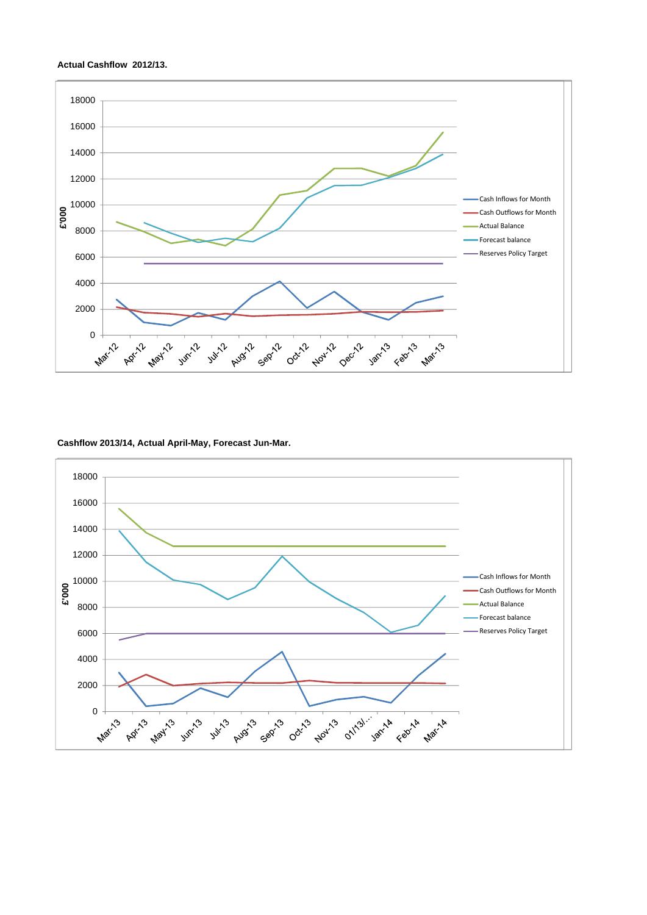**Actual Cashflow 2012/13.**

**Cashflow 2013/14, Actual April-May, Forecast Jun-Mar.**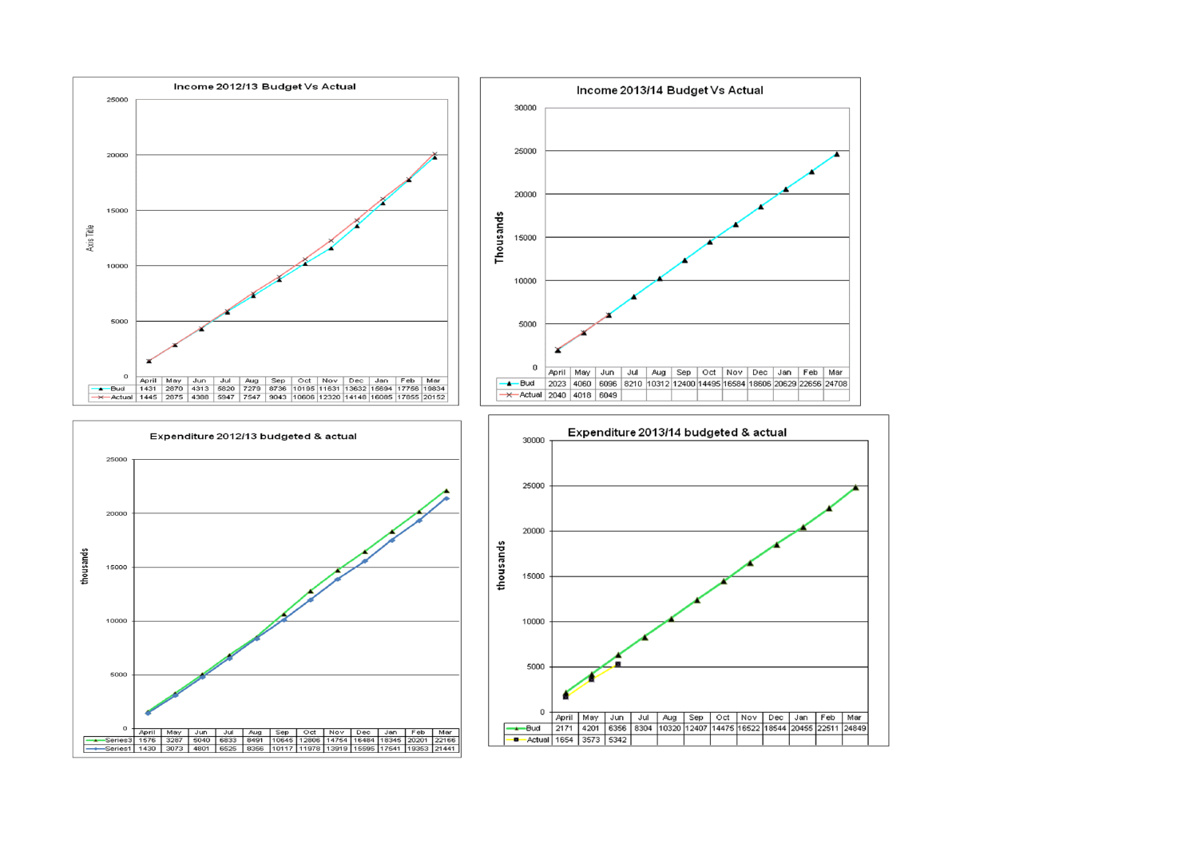Income 2012/13 Budget Vs Actual

Axis Title

25000
20000
15000
10000
5000
0

April May Jun Jul Aug Sep Oct Nov Dec Jan Feb Mar

Bud 1431 2870 4313 5820 7279 8736 10195 11631 13632 15694 17756 19834

Actual 1445 2875 4388 5947 7547 9043 10606 12320 14148 16085 17855 20152

Income 2013/14 Budget Vs Actual

Thousands

30000
25000
20000
15000
10000
5000
0

April May Jun Jul Aug Sep Oct Nov Dec Jan Feb Mar

Bud 2023 4060 6096 8210 10312 12400 14495 16584 18606 20629 22656 24708

Actual 2040 4018 6049

Expenditure 2012/13 budgeted & actual

thousands

25000
20000
15000
10000
5000
0

April May Jun Jul Aug Sep Oct Nov Dec Jan Feb Mar

Series3 1576 3287 5040 6833 8491 10645 12806 14754 16484 18345 20201 22166

Series1 1430 3073 4801 6525 8356 10117 11978 13919 15595 17541 19353 21441

Expenditure 2013/14 budgeted & actual

thousands

30000
25000
20000
15000
10000
5000
0

April May Jun Jul Aug Sep Oct Nov Dec Jan Feb Mar

Bud 2171 4201 6356 8304 10320 12407 14475 16522 18544 20455 22511 24849

Actual 1654 3573 5342